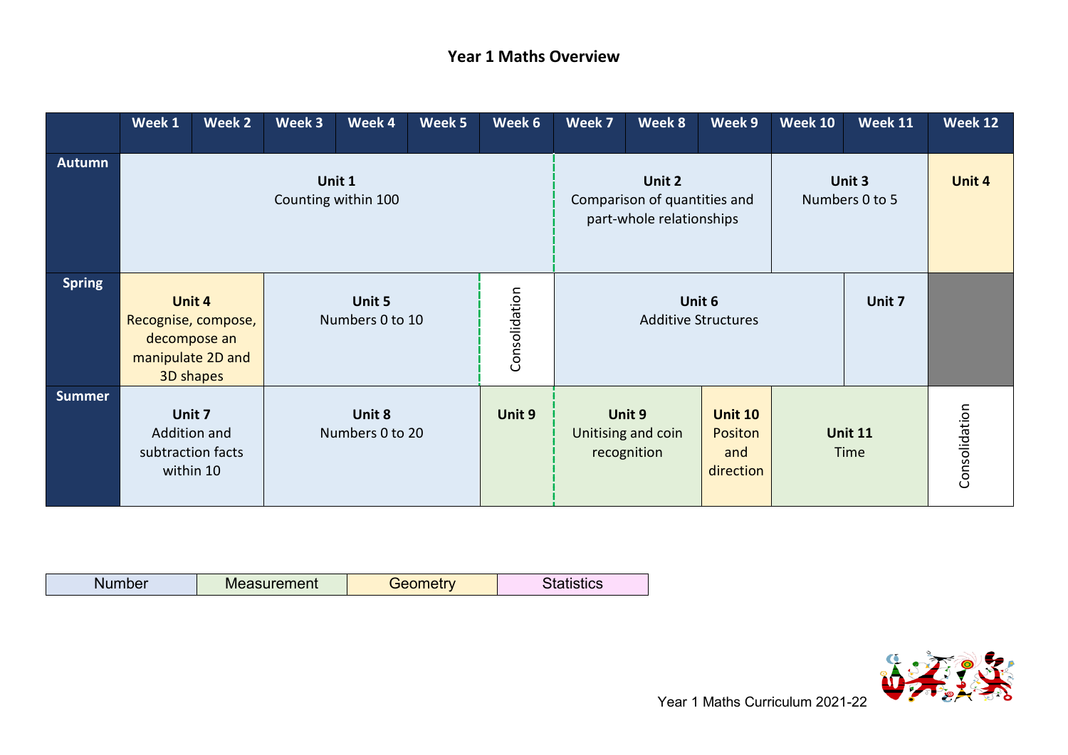# Year 1 Maths Overview

| | Week 1 | Week 2 | Week 3 | Week 4 | Week 5 | Week 6 | Week 7 | Week 8 | Week 9 | Week 10 | Week 11 | Week 12 |
|---|---|---|---|---|---|---|---|---|---|---|---|---|
| **Autumn** | **Unit 1** Counting within 100 | | | | | | **Unit 2** Comparison of quantities and part-whole relationships | | | **Unit 3** Numbers 0 to 5 | | **Unit 4** |
| **Spring** | **Unit 4** Recognise, compose, decompose an manipulate 2D and 3D shapes | | **Unit 5** Numbers 0 to 10 | | | Consolidation | **Unit 6** Additive Structures | | | | **Unit 7** | |
| **Summer** | **Unit 7** Addition and subtraction facts within 10 | | **Unit 8** Numbers 0 to 20 | | | **Unit 9** | **Unit 9** Unitising and coin recognition | | **Unit 10** Positon and direction | **Unit 11** Time | | Consolidation |

| Number | Measurement | Geometry | Statistics |
|---|---|---|---|

Year 1 Maths Curriculum 2021-22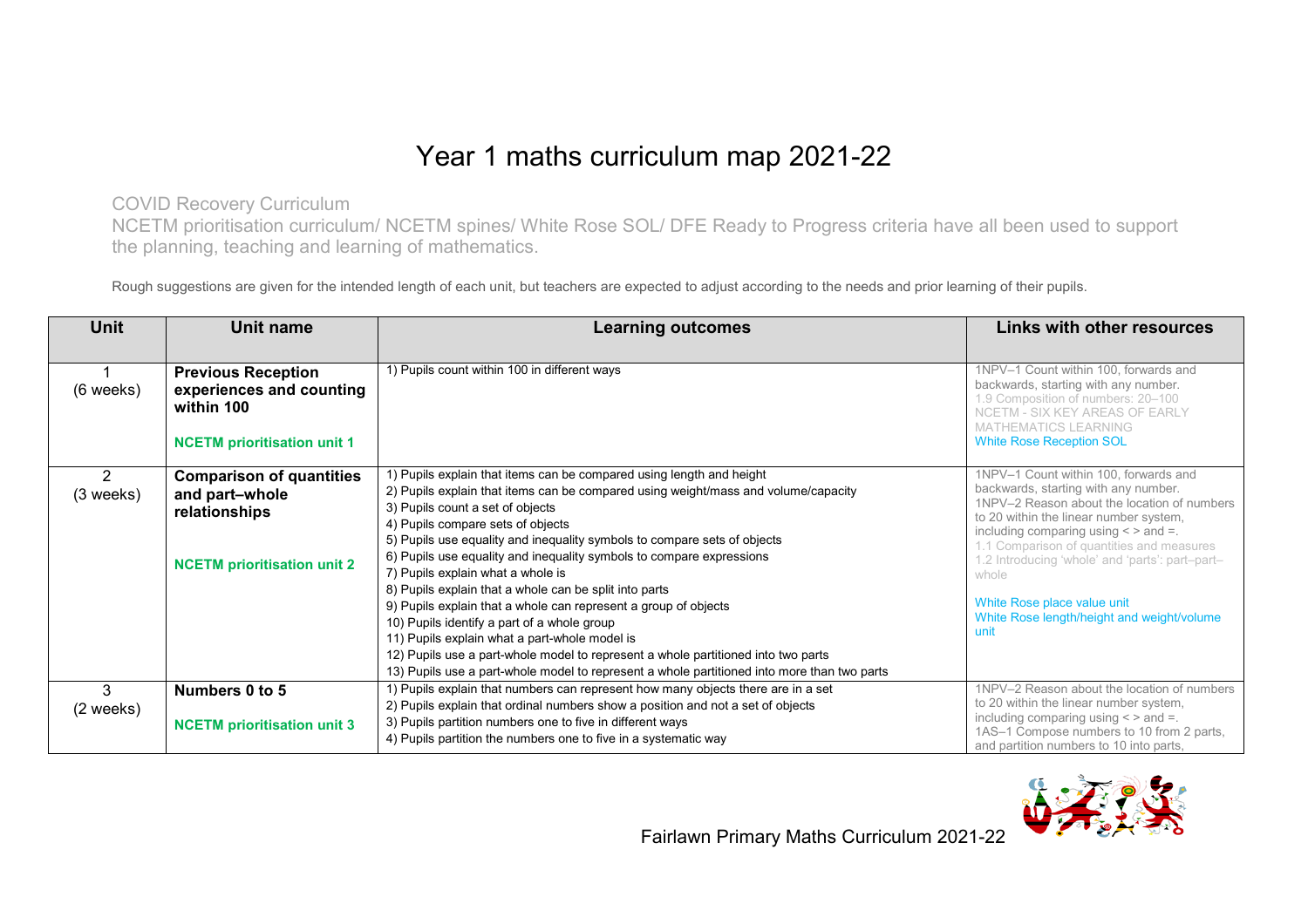# Year 1 maths curriculum map 2021-22

COVID Recovery Curriculum
NCETM prioritisation curriculum/ NCETM spines/ White Rose SOL/ DFE Ready to Progress criteria have all been used to support the planning, teaching and learning of mathematics.

Rough suggestions are given for the intended length of each unit, but teachers are expected to adjust according to the needs and prior learning of their pupils.

| Unit | Unit name | Learning outcomes | Links with other resources |
|---|---|---|---|
| 1<br>(6 weeks) | **Previous Reception experiences and counting within 100**<br><br>**NCETM prioritisation unit 1** | 1) Pupils count within 100 in different ways | 1NPV–1 Count within 100, forwards and backwards, starting with any number.<br>1.9 Composition of numbers: 20–100<br>NCETM - SIX KEY AREAS OF EARLY MATHEMATICS LEARNING<br>White Rose Reception SOL |
| 2<br>(3 weeks) | **Comparison of quantities and part–whole relationships**<br><br>**NCETM prioritisation unit 2** | 1) Pupils explain that items can be compared using length and height<br>2) Pupils explain that items can be compared using weight/mass and volume/capacity<br>3) Pupils count a set of objects<br>4) Pupils compare sets of objects<br>5) Pupils use equality and inequality symbols to compare sets of objects<br>6) Pupils use equality and inequality symbols to compare expressions<br>7) Pupils explain what a whole is<br>8) Pupils explain that a whole can be split into parts<br>9) Pupils explain that a whole can represent a group of objects<br>10) Pupils identify a part of a whole group<br>11) Pupils explain what a part-whole model is<br>12) Pupils use a part-whole model to represent a whole partitioned into two parts<br>13) Pupils use a part-whole model to represent a whole partitioned into more than two parts | 1NPV–1 Count within 100, forwards and backwards, starting with any number.<br>1NPV–2 Reason about the location of numbers to 20 within the linear number system, including comparing using < > and =.<br>1.1 Comparison of quantities and measures<br>1.2 Introducing 'whole' and 'parts': part–part–whole<br><br>White Rose place value unit<br>White Rose length/height and weight/volume unit |
| 3<br>(2 weeks) | **Numbers 0 to 5**<br><br>**NCETM prioritisation unit 3** | 1) Pupils explain that numbers can represent how many objects there are in a set<br>2) Pupils explain that ordinal numbers show a position and not a set of objects<br>3) Pupils partition numbers one to five in different ways<br>4) Pupils partition the numbers one to five in a systematic way | 1NPV–2 Reason about the location of numbers to 20 within the linear number system, including comparing using < > and =.<br>1AS–1 Compose numbers to 10 from 2 parts, and partition numbers to 10 into parts, |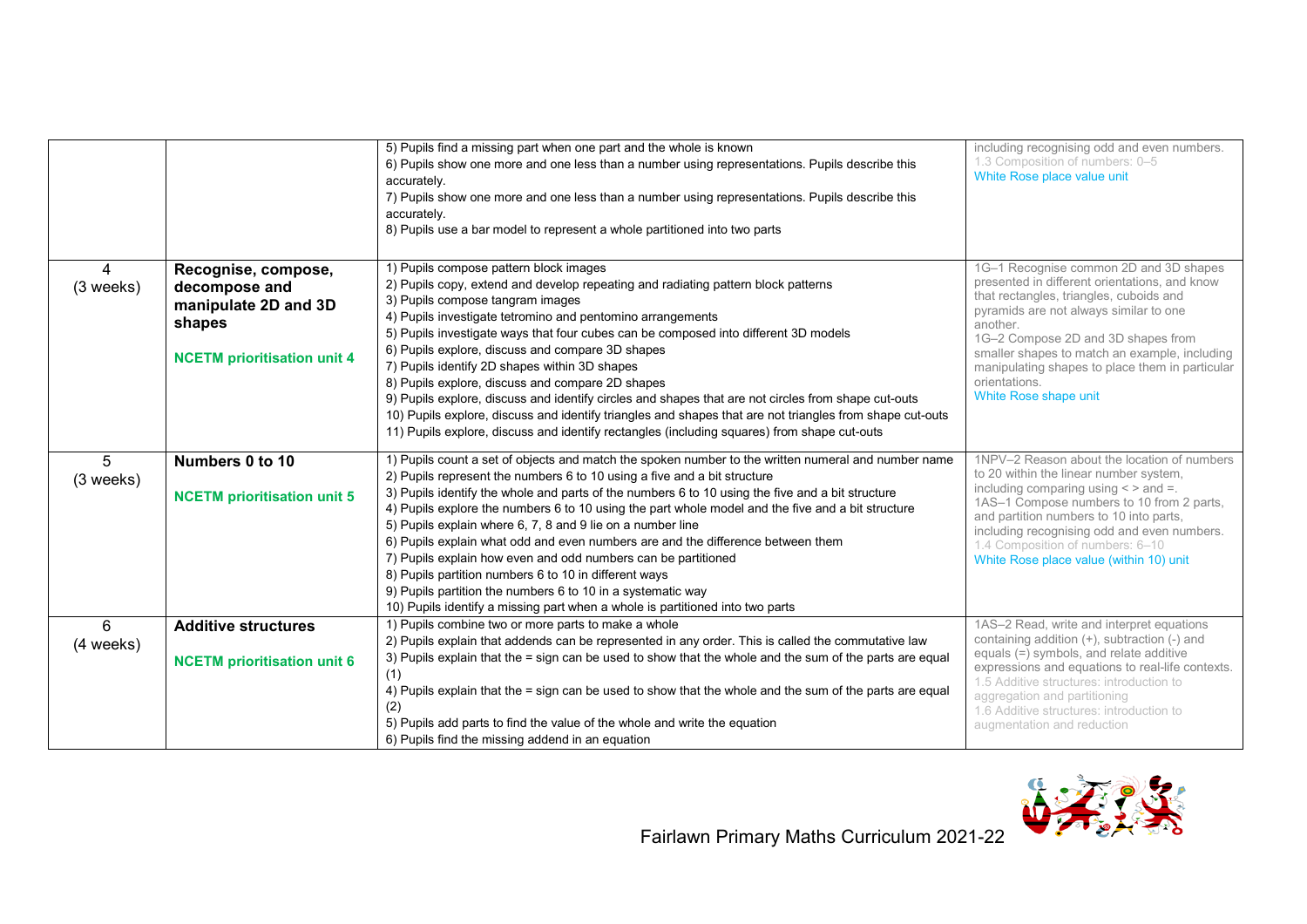| | | | |
|---|---|---|---|
| | | 5) Pupils find a missing part when one part and the whole is known<br>6) Pupils show one more and one less than a number using representations. Pupils describe this accurately.<br>7) Pupils show one more and one less than a number using representations. Pupils describe this accurately.<br>8) Pupils use a bar model to represent a whole partitioned into two parts | including recognising odd and even numbers.<br>1.3 Composition of numbers: 0–5<br>White Rose place value unit |
| 4<br>(3 weeks) | **Recognise, compose, decompose and manipulate 2D and 3D shapes**<br><br>**NCETM prioritisation unit 4** | 1) Pupils compose pattern block images<br>2) Pupils copy, extend and develop repeating and radiating pattern block patterns<br>3) Pupils compose tangram images<br>4) Pupils investigate tetromino and pentomino arrangements<br>5) Pupils investigate ways that four cubes can be composed into different 3D models<br>6) Pupils explore, discuss and compare 3D shapes<br>7) Pupils identify 2D shapes within 3D shapes<br>8) Pupils explore, discuss and compare 2D shapes<br>9) Pupils explore, discuss and identify circles and shapes that are not circles from shape cut-outs<br>10) Pupils explore, discuss and identify triangles and shapes that are not triangles from shape cut-outs<br>11) Pupils explore, discuss and identify rectangles (including squares) from shape cut-outs | 1G–1 Recognise common 2D and 3D shapes presented in different orientations, and know that rectangles, triangles, cuboids and pyramids are not always similar to one another.<br>1G–2 Compose 2D and 3D shapes from smaller shapes to match an example, including manipulating shapes to place them in particular orientations.<br>White Rose shape unit |
| 5<br>(3 weeks) | **Numbers 0 to 10**<br><br>**NCETM prioritisation unit 5** | 1) Pupils count a set of objects and match the spoken number to the written numeral and number name<br>2) Pupils represent the numbers 6 to 10 using a five and a bit structure<br>3) Pupils identify the whole and parts of the numbers 6 to 10 using the five and a bit structure<br>4) Pupils explore the numbers 6 to 10 using the part whole model and the five and a bit structure<br>5) Pupils explain where 6, 7, 8 and 9 lie on a number line<br>6) Pupils explain what odd and even numbers are and the difference between them<br>7) Pupils explain how even and odd numbers can be partitioned<br>8) Pupils partition numbers 6 to 10 in different ways<br>9) Pupils partition the numbers 6 to 10 in a systematic way<br>10) Pupils identify a missing part when a whole is partitioned into two parts | 1NPV–2 Reason about the location of numbers to 20 within the linear number system, including comparing using < > and =.<br>1AS–1 Compose numbers to 10 from 2 parts, and partition numbers to 10 into parts, including recognising odd and even numbers.<br>1.4 Composition of numbers: 6–10<br>White Rose place value (within 10) unit |
| 6<br>(4 weeks) | **Additive structures**<br><br>**NCETM prioritisation unit 6** | 1) Pupils combine two or more parts to make a whole<br>2) Pupils explain that addends can be represented in any order. This is called the commutative law<br>3) Pupils explain that the = sign can be used to show that the whole and the sum of the parts are equal (1)<br>4) Pupils explain that the = sign can be used to show that the whole and the sum of the parts are equal (2)<br>5) Pupils add parts to find the value of the whole and write the equation<br>6) Pupils find the missing addend in an equation | 1AS–2 Read, write and interpret equations containing addition (+), subtraction (-) and equals (=) symbols, and relate additive expressions and equations to real-life contexts.<br>1.5 Additive structures: introduction to aggregation and partitioning<br>1.6 Additive structures: introduction to augmentation and reduction |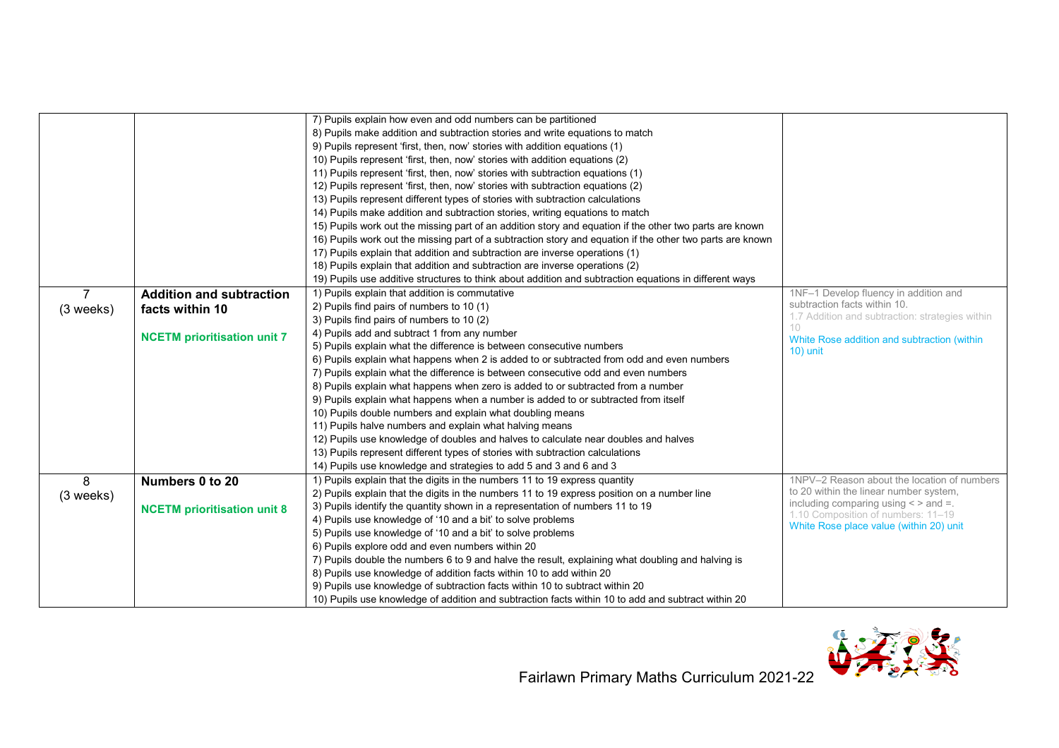| | | | |
|---|---|---|---|
| | | 7) Pupils explain how even and odd numbers can be partitioned<br>8) Pupils make addition and subtraction stories and write equations to match<br>9) Pupils represent 'first, then, now' stories with addition equations (1)<br>10) Pupils represent 'first, then, now' stories with addition equations (2)<br>11) Pupils represent 'first, then, now' stories with subtraction equations (1)<br>12) Pupils represent 'first, then, now' stories with subtraction equations (2)<br>13) Pupils represent different types of stories with subtraction calculations<br>14) Pupils make addition and subtraction stories, writing equations to match<br>15) Pupils work out the missing part of an addition story and equation if the other two parts are known<br>16) Pupils work out the missing part of a subtraction story and equation if the other two parts are known<br>17) Pupils explain that addition and subtraction are inverse operations (1)<br>18) Pupils explain that addition and subtraction are inverse operations (2)<br>19) Pupils use additive structures to think about addition and subtraction equations in different ways | |
| 7<br>(3 weeks) | **Addition and subtraction facts within 10**<br><br>**NCETM prioritisation unit 7** | 1) Pupils explain that addition is commutative<br>2) Pupils find pairs of numbers to 10 (1)<br>3) Pupils find pairs of numbers to 10 (2)<br>4) Pupils add and subtract 1 from any number<br>5) Pupils explain what the difference is between consecutive numbers<br>6) Pupils explain what happens when 2 is added to or subtracted from odd and even numbers<br>7) Pupils explain what the difference is between consecutive odd and even numbers<br>8) Pupils explain what happens when zero is added to or subtracted from a number<br>9) Pupils explain what happens when a number is added to or subtracted from itself<br>10) Pupils double numbers and explain what doubling means<br>11) Pupils halve numbers and explain what halving means<br>12) Pupils use knowledge of doubles and halves to calculate near doubles and halves<br>13) Pupils represent different types of stories with subtraction calculations<br>14) Pupils use knowledge and strategies to add 5 and 3 and 6 and 3 | 1NF–1 Develop fluency in addition and subtraction facts within 10.<br>1.7 Addition and subtraction: strategies within 10<br>White Rose addition and subtraction (within 10) unit |
| 8<br>(3 weeks) | **Numbers 0 to 20**<br><br>**NCETM prioritisation unit 8** | 1) Pupils explain that the digits in the numbers 11 to 19 express quantity<br>2) Pupils explain that the digits in the numbers 11 to 19 express position on a number line<br>3) Pupils identify the quantity shown in a representation of numbers 11 to 19<br>4) Pupils use knowledge of '10 and a bit' to solve problems<br>5) Pupils use knowledge of '10 and a bit' to solve problems<br>6) Pupils explore odd and even numbers within 20<br>7) Pupils double the numbers 6 to 9 and halve the result, explaining what doubling and halving is<br>8) Pupils use knowledge of addition facts within 10 to add within 20<br>9) Pupils use knowledge of subtraction facts within 10 to subtract within 20<br>10) Pupils use knowledge of addition and subtraction facts within 10 to add and subtract within 20 | 1NPV–2 Reason about the location of numbers to 20 within the linear number system, including comparing using < > and =.<br>1.10 Composition of numbers: 11–19<br>White Rose place value (within 20) unit |

Fairlawn Primary Maths Curriculum 2021-22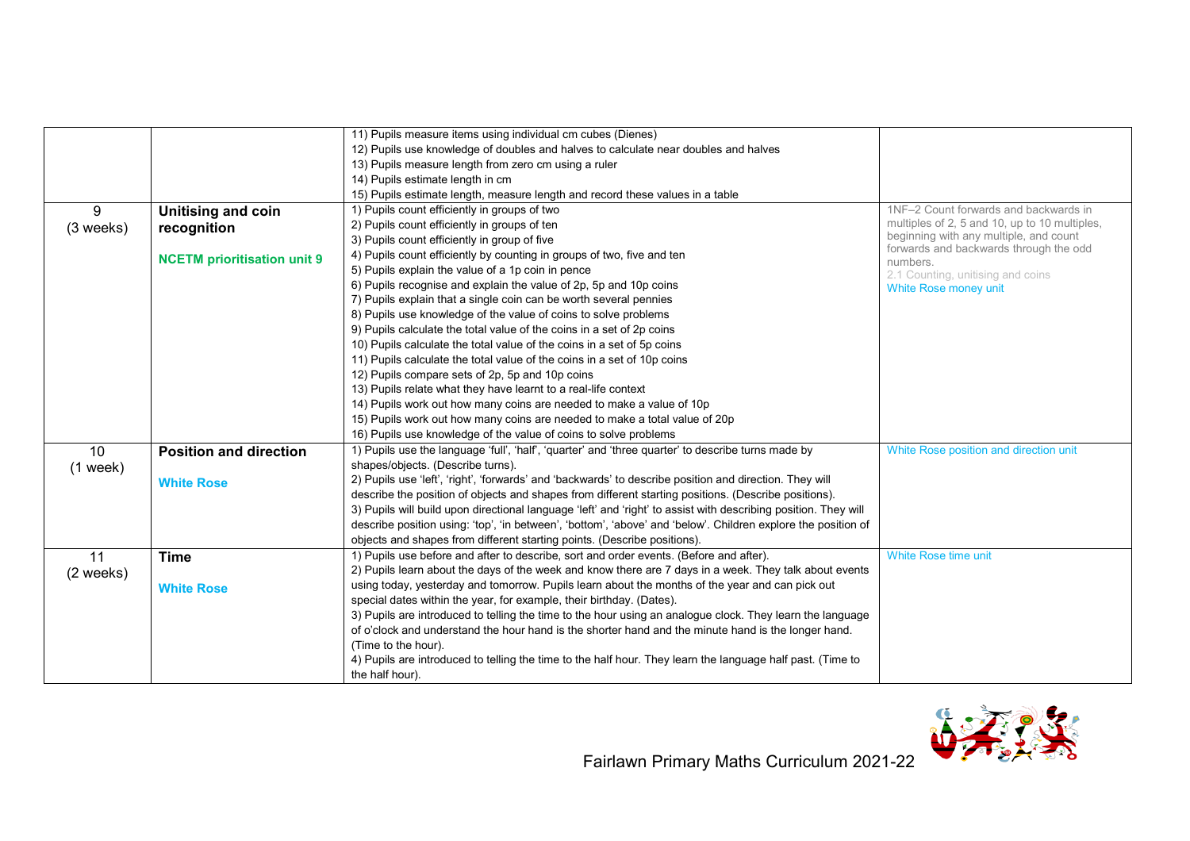| | | | |
|---|---|---|---|
| | | 11) Pupils measure items using individual cm cubes (Dienes)<br>12) Pupils use knowledge of doubles and halves to calculate near doubles and halves<br>13) Pupils measure length from zero cm using a ruler<br>14) Pupils estimate length in cm<br>15) Pupils estimate length, measure length and record these values in a table | |
| 9<br>(3 weeks) | **Unitising and coin recognition**<br><br>**NCETM prioritisation unit 9** | 1) Pupils count efficiently in groups of two<br>2) Pupils count efficiently in groups of ten<br>3) Pupils count efficiently in group of five<br>4) Pupils count efficiently by counting in groups of two, five and ten<br>5) Pupils explain the value of a 1p coin in pence<br>6) Pupils recognise and explain the value of 2p, 5p and 10p coins<br>7) Pupils explain that a single coin can be worth several pennies<br>8) Pupils use knowledge of the value of coins to solve problems<br>9) Pupils calculate the total value of the coins in a set of 2p coins<br>10) Pupils calculate the total value of the coins in a set of 5p coins<br>11) Pupils calculate the total value of the coins in a set of 10p coins<br>12) Pupils compare sets of 2p, 5p and 10p coins<br>13) Pupils relate what they have learnt to a real-life context<br>14) Pupils work out how many coins are needed to make a value of 10p<br>15) Pupils work out how many coins are needed to make a total value of 20p<br>16) Pupils use knowledge of the value of coins to solve problems | 1NF–2 Count forwards and backwards in multiples of 2, 5 and 10, up to 10 multiples, beginning with any multiple, and count forwards and backwards through the odd numbers.<br>2.1 Counting, unitising and coins<br>White Rose money unit |
| 10<br>(1 week) | **Position and direction**<br><br>**White Rose** | 1) Pupils use the language 'full', 'half', 'quarter' and 'three quarter' to describe turns made by shapes/objects. (Describe turns).<br>2) Pupils use 'left', 'right', 'forwards' and 'backwards' to describe position and direction. They will describe the position of objects and shapes from different starting positions. (Describe positions).<br>3) Pupils will build upon directional language 'left' and 'right' to assist with describing position. They will describe position using: 'top', 'in between', 'bottom', 'above' and 'below'. Children explore the position of objects and shapes from different starting points. (Describe positions). | White Rose position and direction unit |
| 11<br>(2 weeks) | **Time**<br><br>**White Rose** | 1) Pupils use before and after to describe, sort and order events. (Before and after).<br>2) Pupils learn about the days of the week and know there are 7 days in a week. They talk about events using today, yesterday and tomorrow. Pupils learn about the months of the year and can pick out special dates within the year, for example, their birthday. (Dates).<br>3) Pupils are introduced to telling the time to the hour using an analogue clock. They learn the language of o'clock and understand the hour hand is the shorter hand and the minute hand is the longer hand. (Time to the hour).<br>4) Pupils are introduced to telling the time to the half hour. They learn the language half past. (Time to the half hour). | White Rose time unit |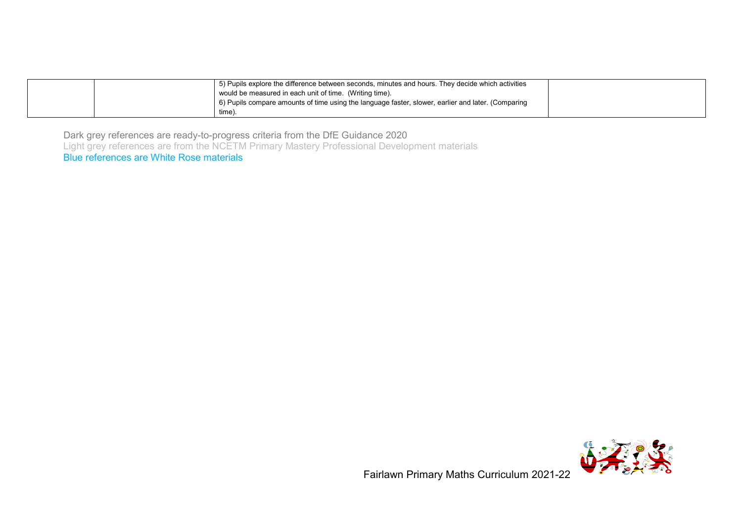| | | | |
|---|---|---|---|
| | | 5) Pupils explore the difference between seconds, minutes and hours. They decide which activities would be measured in each unit of time. (Writing time).<br>6) Pupils compare amounts of time using the language faster, slower, earlier and later. (Comparing time). | |

Dark grey references are ready-to-progress criteria from the DfE Guidance 2020
Light grey references are from the NCETM Primary Mastery Professional Development materials
Blue references are White Rose materials